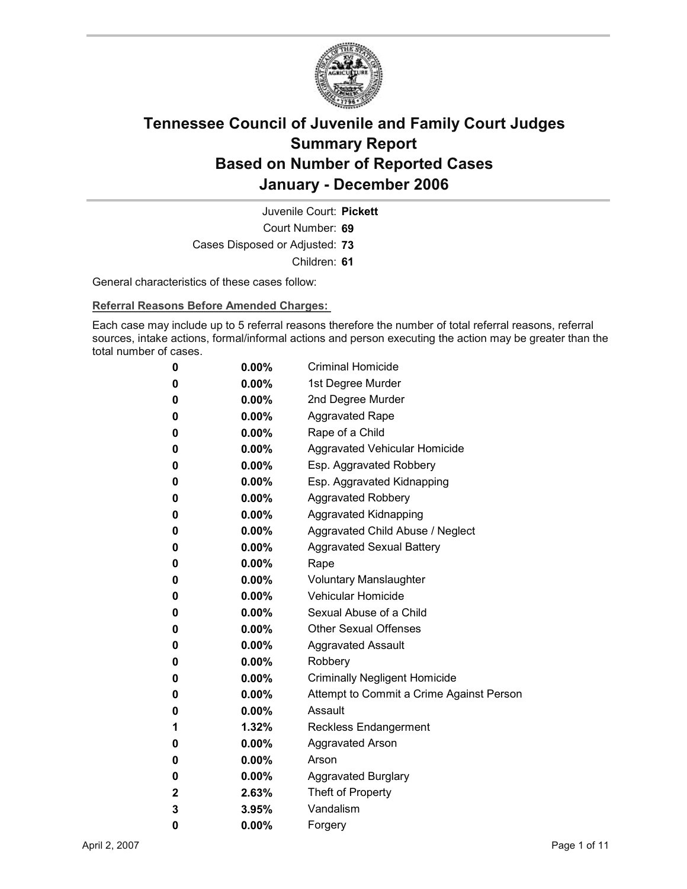# Tennessee Council of Juvenile and Family Court Judges
# Summary Report
# Based on Number of Reported Cases
# January - December 2006

Juvenile Court: **Pickett**
Court Number: **69**
Cases Disposed or Adjusted: **73**
Children: **61**

General characteristics of these cases follow:

**Referral Reasons Before Amended Charges:**

Each case may include up to 5 referral reasons therefore the number of total referral reasons, referral sources, intake actions, formal/informal actions and person executing the action may be greater than the total number of cases.

| | | |
|---|---|---|
| 0 | 0.00% | Criminal Homicide |
| 0 | 0.00% | 1st Degree Murder |
| 0 | 0.00% | 2nd Degree Murder |
| 0 | 0.00% | Aggravated Rape |
| 0 | 0.00% | Rape of a Child |
| 0 | 0.00% | Aggravated Vehicular Homicide |
| 0 | 0.00% | Esp. Aggravated Robbery |
| 0 | 0.00% | Esp. Aggravated Kidnapping |
| 0 | 0.00% | Aggravated Robbery |
| 0 | 0.00% | Aggravated Kidnapping |
| 0 | 0.00% | Aggravated Child Abuse / Neglect |
| 0 | 0.00% | Aggravated Sexual Battery |
| 0 | 0.00% | Rape |
| 0 | 0.00% | Voluntary Manslaughter |
| 0 | 0.00% | Vehicular Homicide |
| 0 | 0.00% | Sexual Abuse of a Child |
| 0 | 0.00% | Other Sexual Offenses |
| 0 | 0.00% | Aggravated Assault |
| 0 | 0.00% | Robbery |
| 0 | 0.00% | Criminally Negligent Homicide |
| 0 | 0.00% | Attempt to Commit a Crime Against Person |
| 0 | 0.00% | Assault |
| 1 | 1.32% | Reckless Endangerment |
| 0 | 0.00% | Aggravated Arson |
| 0 | 0.00% | Arson |
| 0 | 0.00% | Aggravated Burglary |
| 2 | 2.63% | Theft of Property |
| 3 | 3.95% | Vandalism |
| 0 | 0.00% | Forgery |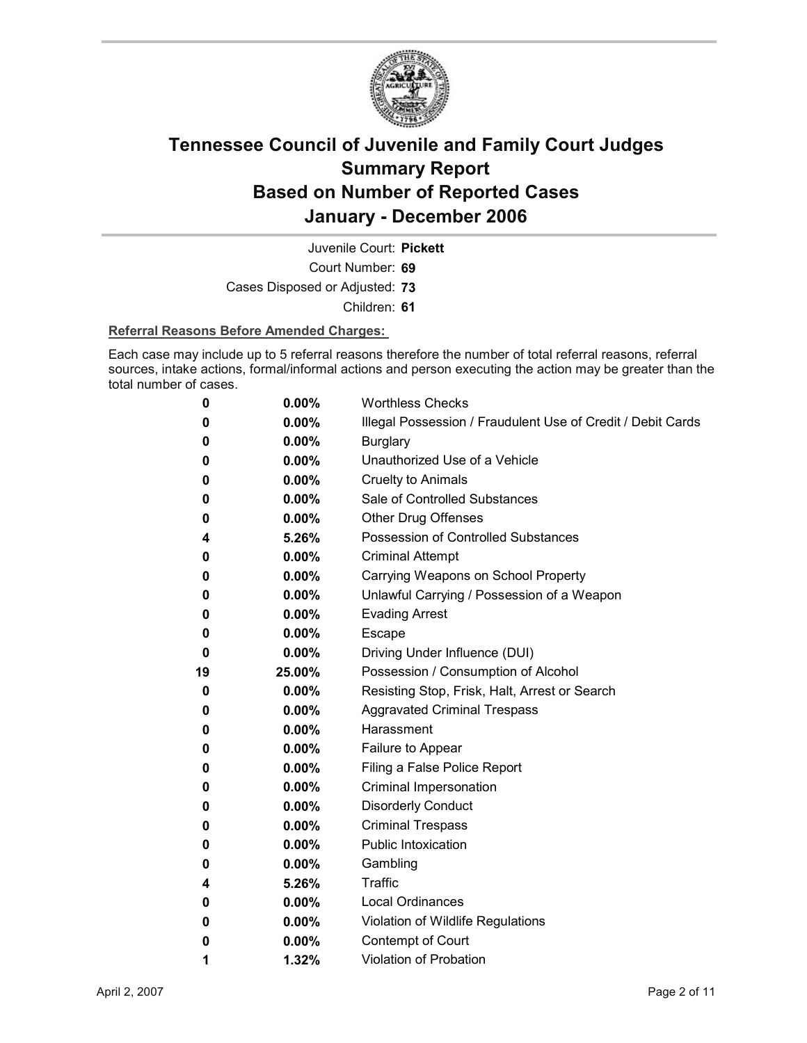# Tennessee Council of Juvenile and Family Court Judges
# Summary Report
# Based on Number of Reported Cases
# January - December 2006

Juvenile Court: **Pickett**

Court Number: **69**

Cases Disposed or Adjusted: **73**

Children: **61**

**Referral Reasons Before Amended Charges:**

Each case may include up to 5 referral reasons therefore the number of total referral reasons, referral sources, intake actions, formal/informal actions and person executing the action may be greater than the total number of cases.

| Count | Percent | Referral Reason |
|---|---|---|
| **0** | **0.00%** | Worthless Checks |
| **0** | **0.00%** | Illegal Possession / Fraudulent Use of Credit / Debit Cards |
| **0** | **0.00%** | Burglary |
| **0** | **0.00%** | Unauthorized Use of a Vehicle |
| **0** | **0.00%** | Cruelty to Animals |
| **0** | **0.00%** | Sale of Controlled Substances |
| **0** | **0.00%** | Other Drug Offenses |
| **4** | **5.26%** | Possession of Controlled Substances |
| **0** | **0.00%** | Criminal Attempt |
| **0** | **0.00%** | Carrying Weapons on School Property |
| **0** | **0.00%** | Unlawful Carrying / Possession of a Weapon |
| **0** | **0.00%** | Evading Arrest |
| **0** | **0.00%** | Escape |
| **0** | **0.00%** | Driving Under Influence (DUI) |
| **19** | **25.00%** | Possession / Consumption of Alcohol |
| **0** | **0.00%** | Resisting Stop, Frisk, Halt, Arrest or Search |
| **0** | **0.00%** | Aggravated Criminal Trespass |
| **0** | **0.00%** | Harassment |
| **0** | **0.00%** | Failure to Appear |
| **0** | **0.00%** | Filing a False Police Report |
| **0** | **0.00%** | Criminal Impersonation |
| **0** | **0.00%** | Disorderly Conduct |
| **0** | **0.00%** | Criminal Trespass |
| **0** | **0.00%** | Public Intoxication |
| **0** | **0.00%** | Gambling |
| **4** | **5.26%** | Traffic |
| **0** | **0.00%** | Local Ordinances |
| **0** | **0.00%** | Violation of Wildlife Regulations |
| **0** | **0.00%** | Contempt of Court |
| **1** | **1.32%** | Violation of Probation |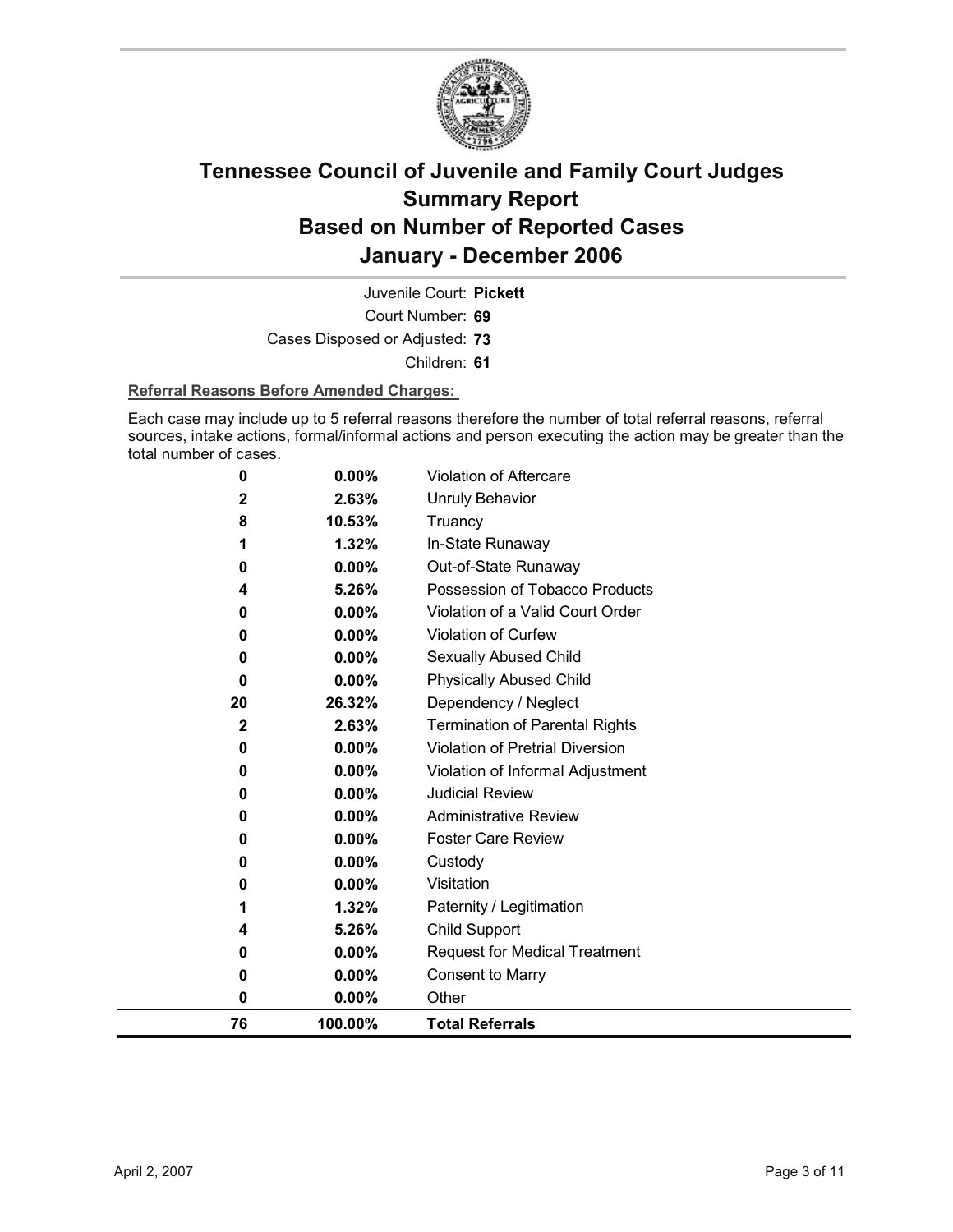# Tennessee Council of Juvenile and Family Court Judges Summary Report Based on Number of Reported Cases January - December 2006

Juvenile Court: **Pickett**

Court Number: **69**

Cases Disposed or Adjusted: **73**

Children: **61**

**Referral Reasons Before Amended Charges:**

Each case may include up to 5 referral reasons therefore the number of total referral reasons, referral sources, intake actions, formal/informal actions and person executing the action may be greater than the total number of cases.

| Count | Percent | Referral Reason |
|---|---|---|
| 0 | 0.00% | Violation of Aftercare |
| 2 | 2.63% | Unruly Behavior |
| 8 | 10.53% | Truancy |
| 1 | 1.32% | In-State Runaway |
| 0 | 0.00% | Out-of-State Runaway |
| 4 | 5.26% | Possession of Tobacco Products |
| 0 | 0.00% | Violation of a Valid Court Order |
| 0 | 0.00% | Violation of Curfew |
| 0 | 0.00% | Sexually Abused Child |
| 0 | 0.00% | Physically Abused Child |
| 20 | 26.32% | Dependency / Neglect |
| 2 | 2.63% | Termination of Parental Rights |
| 0 | 0.00% | Violation of Pretrial Diversion |
| 0 | 0.00% | Violation of Informal Adjustment |
| 0 | 0.00% | Judicial Review |
| 0 | 0.00% | Administrative Review |
| 0 | 0.00% | Foster Care Review |
| 0 | 0.00% | Custody |
| 0 | 0.00% | Visitation |
| 1 | 1.32% | Paternity / Legitimation |
| 4 | 5.26% | Child Support |
| 0 | 0.00% | Request for Medical Treatment |
| 0 | 0.00% | Consent to Marry |
| 0 | 0.00% | Other |
| **76** | **100.00%** | **Total Referrals** |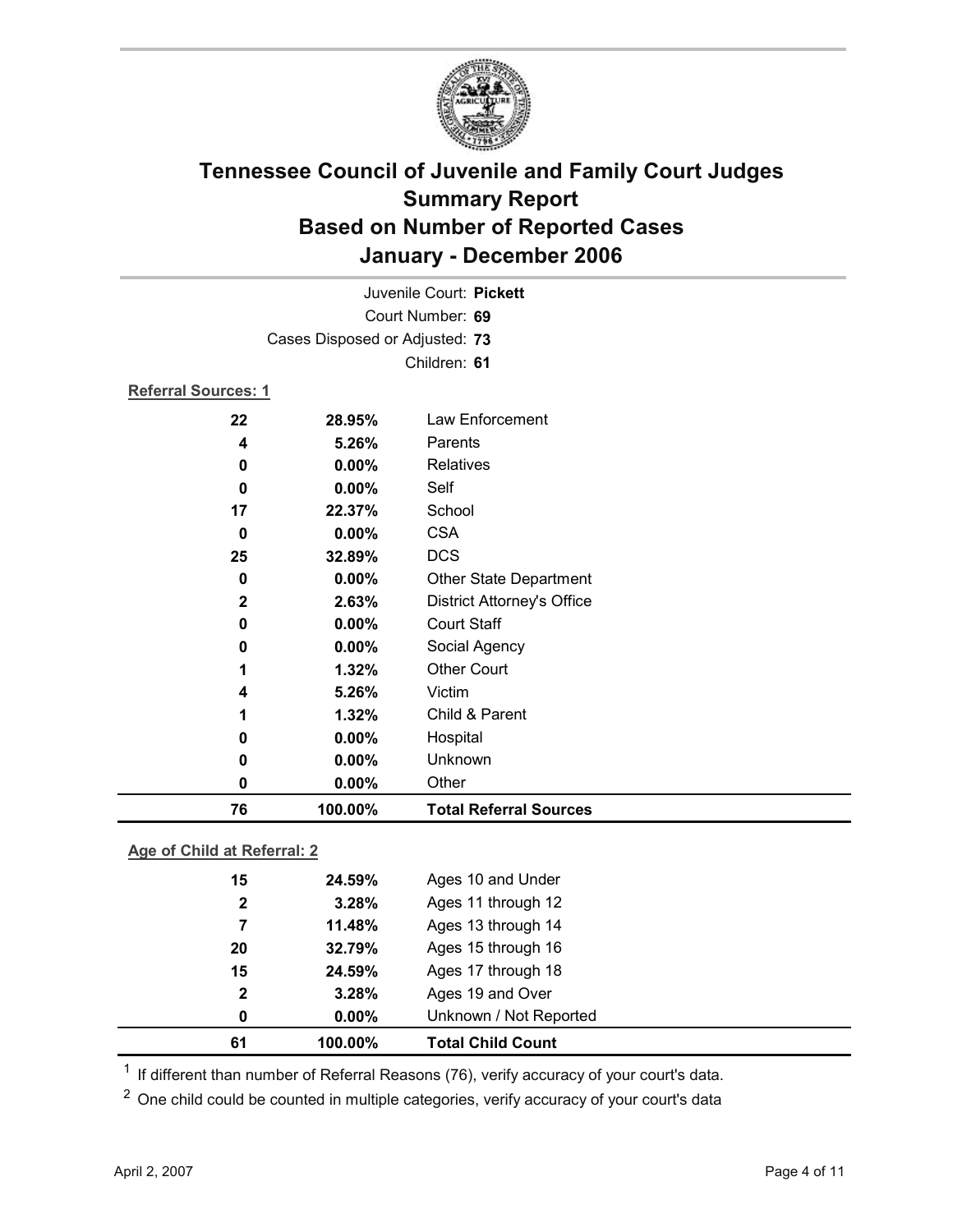# Tennessee Council of Juvenile and Family Court Judges
# Summary Report
# Based on Number of Reported Cases
# January - December 2006

Juvenile Court: **Pickett**

Court Number: **69**

Cases Disposed or Adjusted: **73**

Children: **61**

**Referral Sources: 1**

| Count | Percent | Source |
|---|---|---|
| 22 | 28.95% | Law Enforcement |
| 4 | 5.26% | Parents |
| 0 | 0.00% | Relatives |
| 0 | 0.00% | Self |
| 17 | 22.37% | School |
| 0 | 0.00% | CSA |
| 25 | 32.89% | DCS |
| 0 | 0.00% | Other State Department |
| 2 | 2.63% | District Attorney's Office |
| 0 | 0.00% | Court Staff |
| 0 | 0.00% | Social Agency |
| 1 | 1.32% | Other Court |
| 4 | 5.26% | Victim |
| 1 | 1.32% | Child & Parent |
| 0 | 0.00% | Hospital |
| 0 | 0.00% | Unknown |
| 0 | 0.00% | Other |
| **76** | **100.00%** | **Total Referral Sources** |

**Age of Child at Referral: 2**

| Count | Percent | Age |
|---|---|---|
| 15 | 24.59% | Ages 10 and Under |
| 2 | 3.28% | Ages 11 through 12 |
| 7 | 11.48% | Ages 13 through 14 |
| 20 | 32.79% | Ages 15 through 16 |
| 15 | 24.59% | Ages 17 through 18 |
| 2 | 3.28% | Ages 19 and Over |
| 0 | 0.00% | Unknown / Not Reported |
| **61** | **100.00%** | **Total Child Count** |

[1] If different than number of Referral Reasons (76), verify accuracy of your court's data.

[2] One child could be counted in multiple categories, verify accuracy of your court's data

April 2, 2007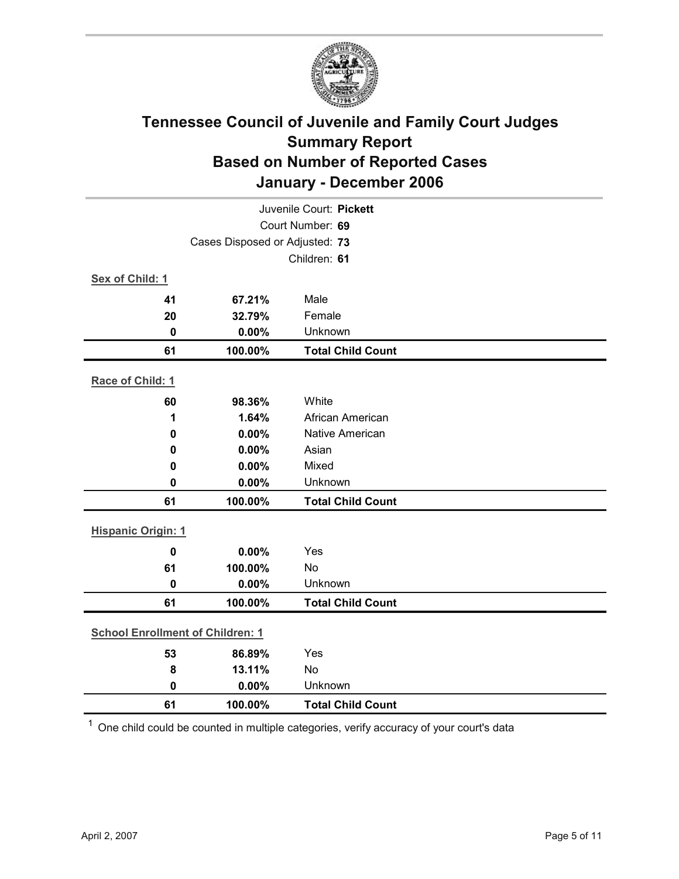# Tennessee Council of Juvenile and Family Court Judges
## Summary Report
## Based on Number of Reported Cases
## January - December 2006

Juvenile Court: **Pickett**
Court Number: **69**
Cases Disposed or Adjusted: **73**
Children: **61**

**Sex of Child: 1**

| | | |
|---|---|---|
| **41** | **67.21%** | Male |
| **20** | **32.79%** | Female |
| **0** | **0.00%** | Unknown |
| **61** | **100.00%** | **Total Child Count** |

**Race of Child: 1**

| | | |
|---|---|---|
| **60** | **98.36%** | White |
| **1** | **1.64%** | African American |
| **0** | **0.00%** | Native American |
| **0** | **0.00%** | Asian |
| **0** | **0.00%** | Mixed |
| **0** | **0.00%** | Unknown |
| **61** | **100.00%** | **Total Child Count** |

**Hispanic Origin: 1**

| | | |
|---|---|---|
| **0** | **0.00%** | Yes |
| **61** | **100.00%** | No |
| **0** | **0.00%** | Unknown |
| **61** | **100.00%** | **Total Child Count** |

**School Enrollment of Children: 1**

| | | |
|---|---|---|
| **53** | **86.89%** | Yes |
| **8** | **13.11%** | No |
| **0** | **0.00%** | Unknown |
| **61** | **100.00%** | **Total Child Count** |

[1] One child could be counted in multiple categories, verify accuracy of your court's data

April 2, 2007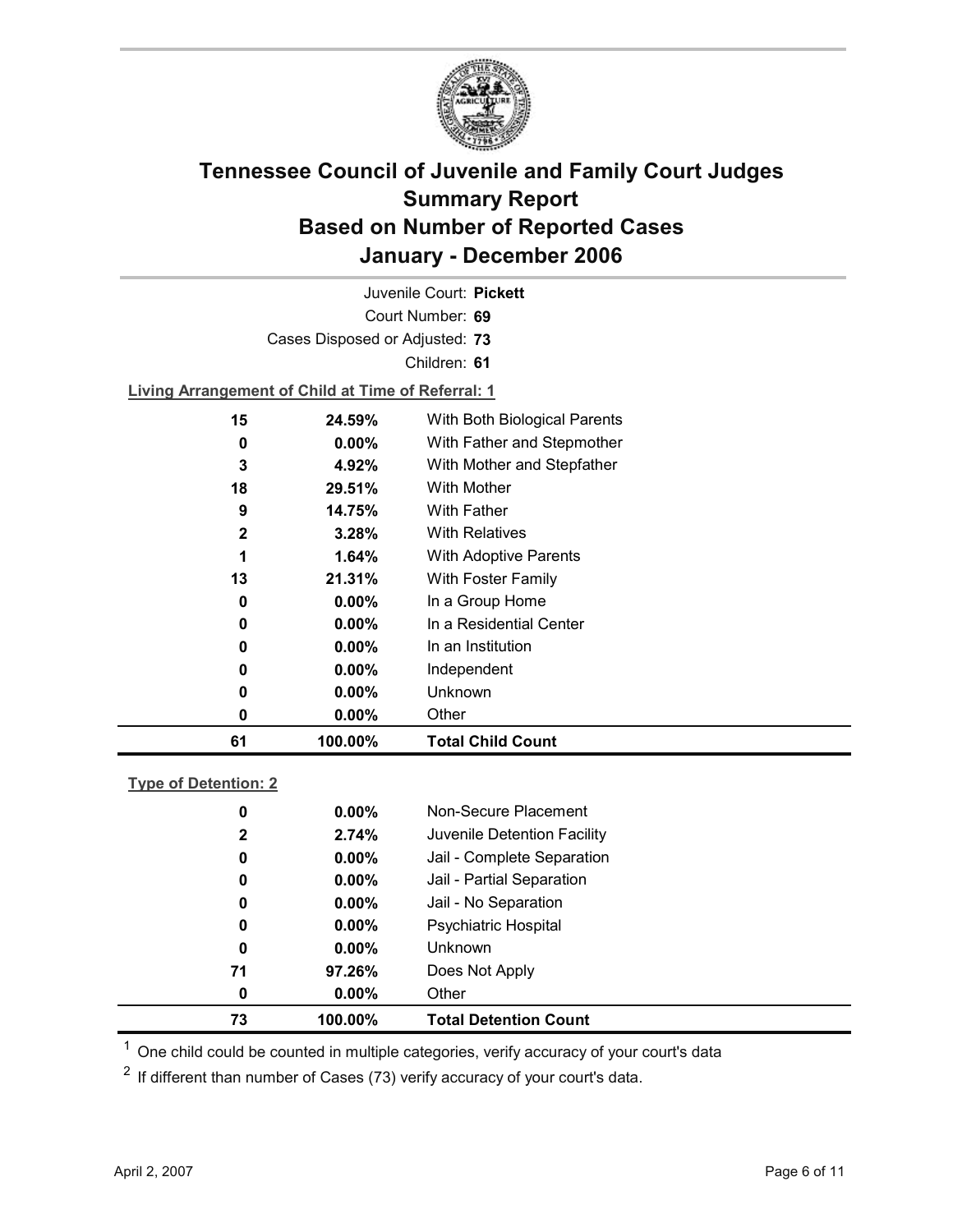# Tennessee Council of Juvenile and Family Court Judges
# Summary Report
# Based on Number of Reported Cases
# January - December 2006

Juvenile Court: **Pickett**

Court Number: **69**

Cases Disposed or Adjusted: **73**

Children: **61**

**Living Arrangement of Child at Time of Referral: 1**

| | | |
|---|---|---|
| 15 | 24.59% | With Both Biological Parents |
| 0 | 0.00% | With Father and Stepmother |
| 3 | 4.92% | With Mother and Stepfather |
| 18 | 29.51% | With Mother |
| 9 | 14.75% | With Father |
| 2 | 3.28% | With Relatives |
| 1 | 1.64% | With Adoptive Parents |
| 13 | 21.31% | With Foster Family |
| 0 | 0.00% | In a Group Home |
| 0 | 0.00% | In a Residential Center |
| 0 | 0.00% | In an Institution |
| 0 | 0.00% | Independent |
| 0 | 0.00% | Unknown |
| 0 | 0.00% | Other |
| **61** | **100.00%** | **Total Child Count** |

**Type of Detention: 2**

| | | |
|---|---|---|
| 0 | 0.00% | Non-Secure Placement |
| 2 | 2.74% | Juvenile Detention Facility |
| 0 | 0.00% | Jail - Complete Separation |
| 0 | 0.00% | Jail - Partial Separation |
| 0 | 0.00% | Jail - No Separation |
| 0 | 0.00% | Psychiatric Hospital |
| 0 | 0.00% | Unknown |
| 71 | 97.26% | Does Not Apply |
| 0 | 0.00% | Other |
| **73** | **100.00%** | **Total Detention Count** |

[1] One child could be counted in multiple categories, verify accuracy of your court's data

[2] If different than number of Cases (73) verify accuracy of your court's data.

April 2, 2007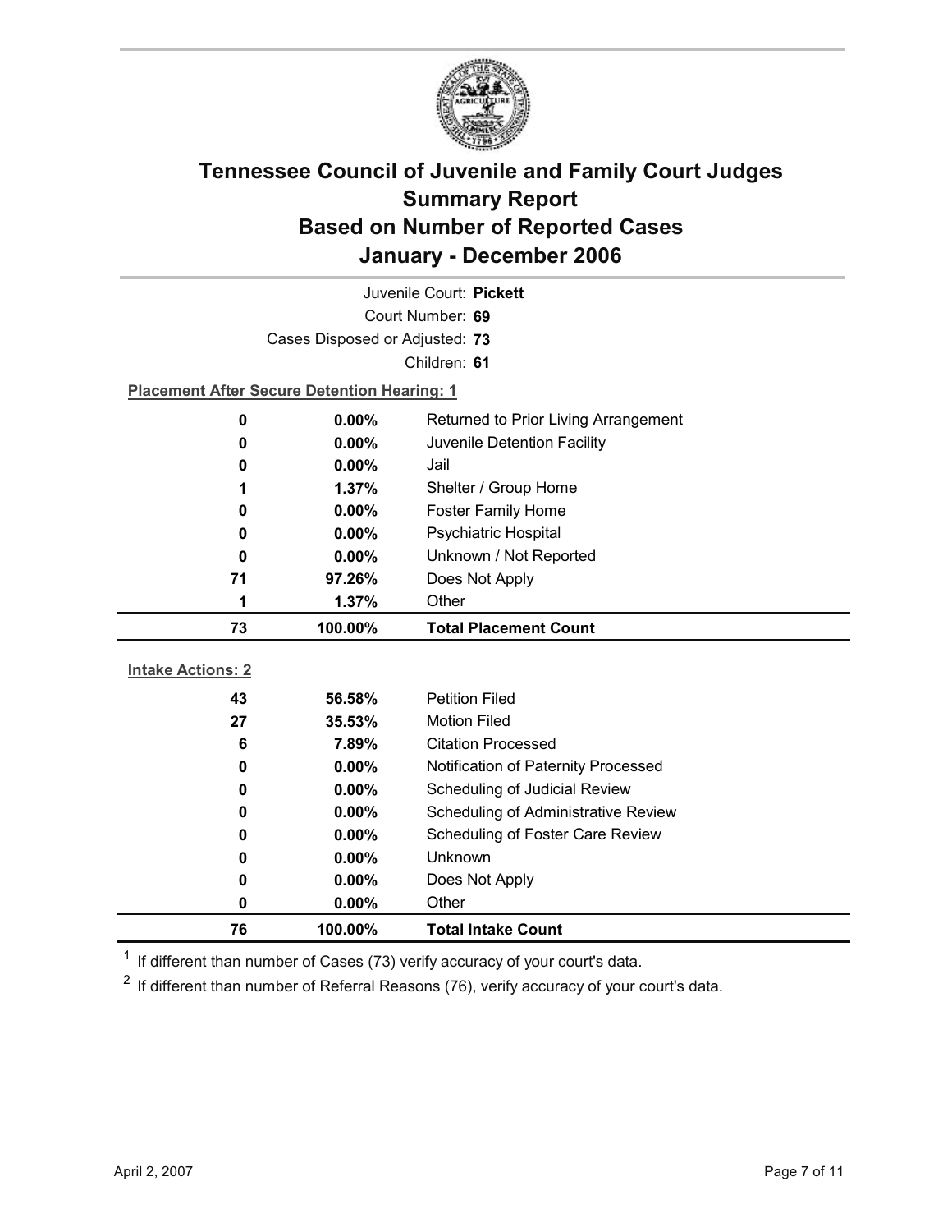# Tennessee Council of Juvenile and Family Court Judges
# Summary Report
# Based on Number of Reported Cases
# January - December 2006

Juvenile Court: **Pickett**

Court Number: **69**

Cases Disposed or Adjusted: **73**

Children: **61**

**Placement After Secure Detention Hearing: 1**

| Count | Percent | Placement |
|---|---|---|
| 0 | 0.00% | Returned to Prior Living Arrangement |
| 0 | 0.00% | Juvenile Detention Facility |
| 0 | 0.00% | Jail |
| 1 | 1.37% | Shelter / Group Home |
| 0 | 0.00% | Foster Family Home |
| 0 | 0.00% | Psychiatric Hospital |
| 0 | 0.00% | Unknown / Not Reported |
| 71 | 97.26% | Does Not Apply |
| 1 | 1.37% | Other |
| **73** | **100.00%** | **Total Placement Count** |

**Intake Actions: 2**

| Count | Percent | Intake Action |
|---|---|---|
| 43 | 56.58% | Petition Filed |
| 27 | 35.53% | Motion Filed |
| 6 | 7.89% | Citation Processed |
| 0 | 0.00% | Notification of Paternity Processed |
| 0 | 0.00% | Scheduling of Judicial Review |
| 0 | 0.00% | Scheduling of Administrative Review |
| 0 | 0.00% | Scheduling of Foster Care Review |
| 0 | 0.00% | Unknown |
| 0 | 0.00% | Does Not Apply |
| 0 | 0.00% | Other |
| **76** | **100.00%** | **Total Intake Count** |

[1] If different than number of Cases (73) verify accuracy of your court's data.

[2] If different than number of Referral Reasons (76), verify accuracy of your court's data.

April 2, 2007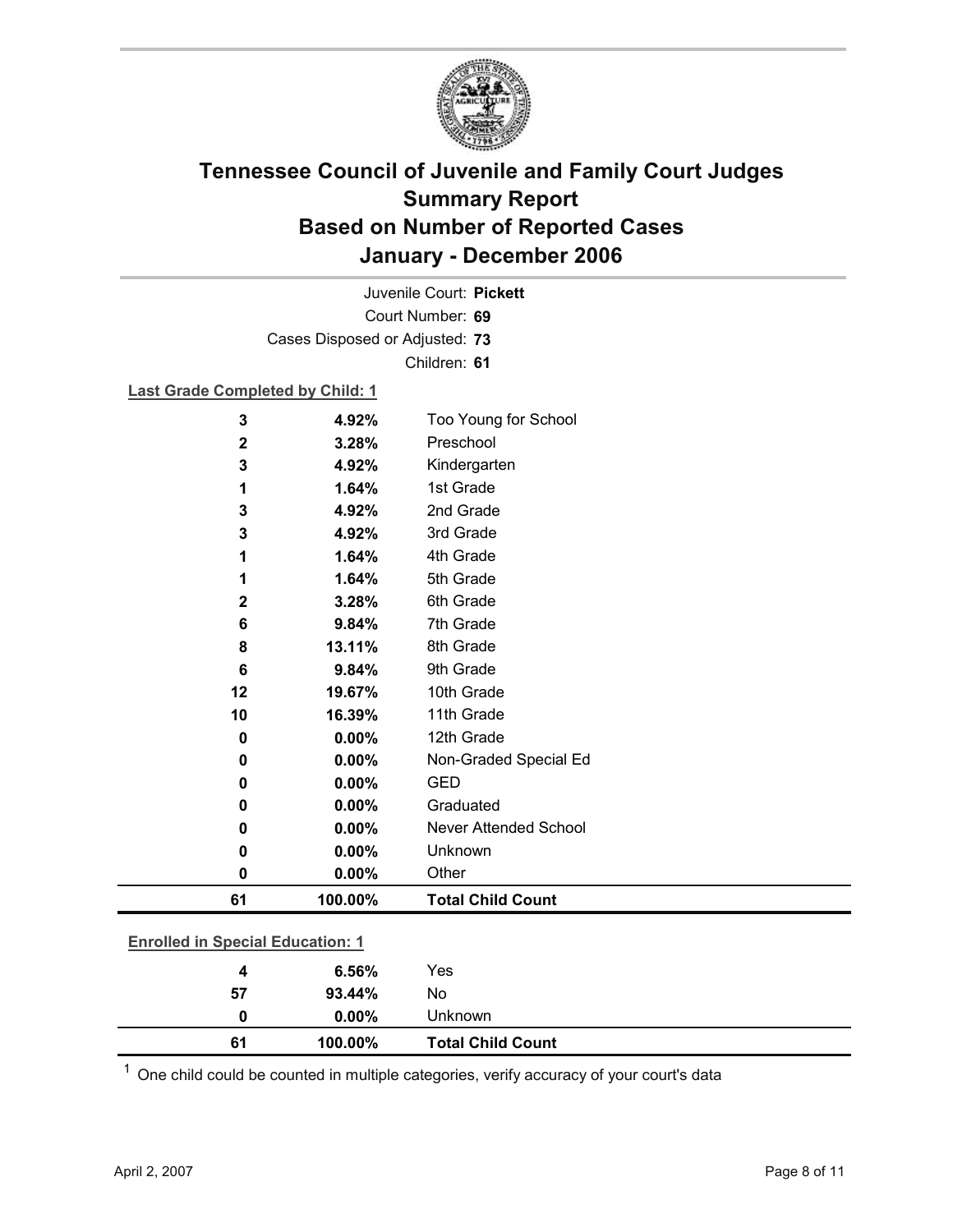# Tennessee Council of Juvenile and Family Court Judges
# Summary Report
# Based on Number of Reported Cases
# January - December 2006

Juvenile Court: **Pickett**
Court Number: **69**
Cases Disposed or Adjusted: **73**
Children: **61**

**Last Grade Completed by Child: 1**

| | | |
|---|---|---|
| **3** | **4.92%** | Too Young for School |
| **2** | **3.28%** | Preschool |
| **3** | **4.92%** | Kindergarten |
| **1** | **1.64%** | 1st Grade |
| **3** | **4.92%** | 2nd Grade |
| **3** | **4.92%** | 3rd Grade |
| **1** | **1.64%** | 4th Grade |
| **1** | **1.64%** | 5th Grade |
| **2** | **3.28%** | 6th Grade |
| **6** | **9.84%** | 7th Grade |
| **8** | **13.11%** | 8th Grade |
| **6** | **9.84%** | 9th Grade |
| **12** | **19.67%** | 10th Grade |
| **10** | **16.39%** | 11th Grade |
| **0** | **0.00%** | 12th Grade |
| **0** | **0.00%** | Non-Graded Special Ed |
| **0** | **0.00%** | GED |
| **0** | **0.00%** | Graduated |
| **0** | **0.00%** | Never Attended School |
| **0** | **0.00%** | Unknown |
| **0** | **0.00%** | Other |
| **61** | **100.00%** | **Total Child Count** |

**Enrolled in Special Education: 1**

| | | |
|---|---|---|
| **4** | **6.56%** | Yes |
| **57** | **93.44%** | No |
| **0** | **0.00%** | Unknown |
| **61** | **100.00%** | **Total Child Count** |

[1] One child could be counted in multiple categories, verify accuracy of your court's data

April 2, 2007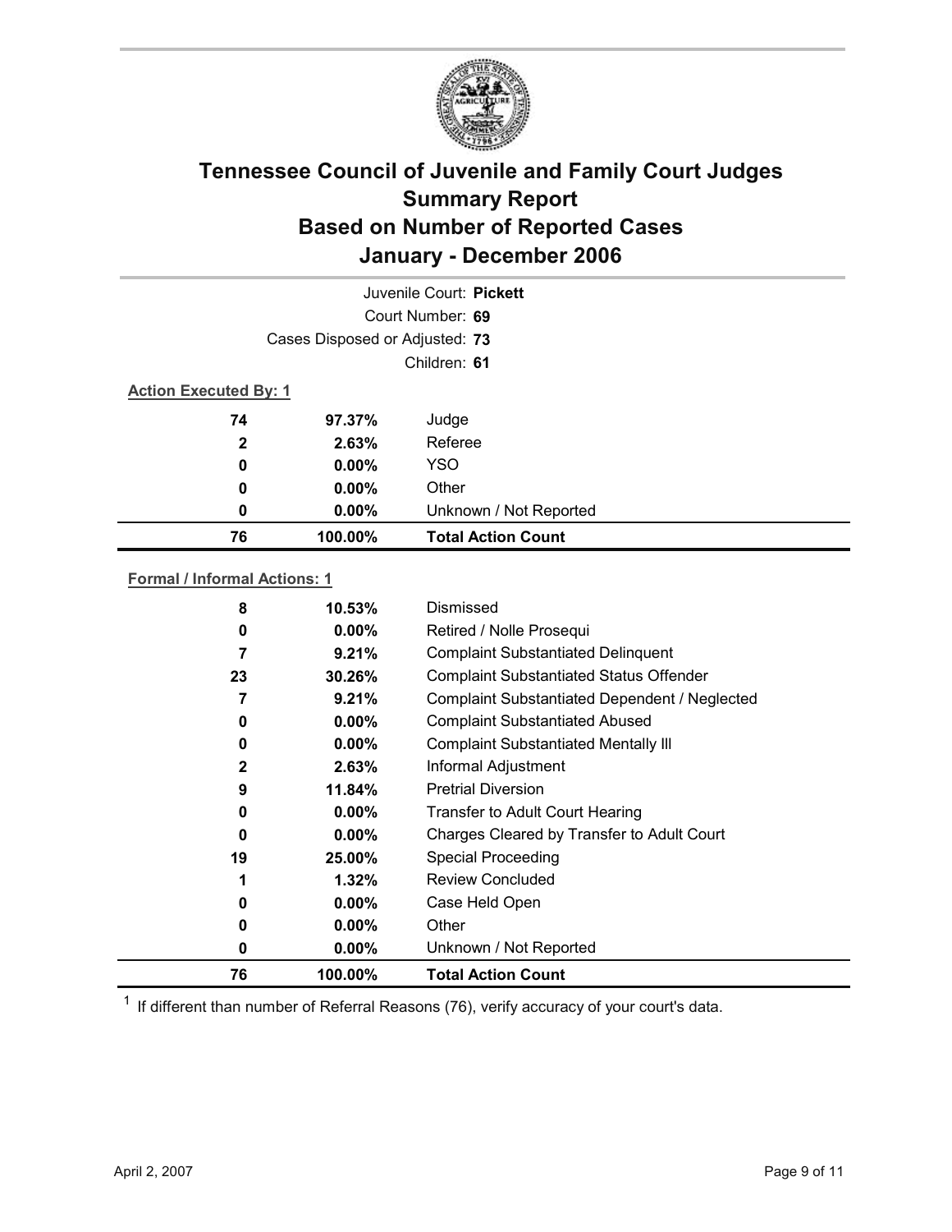# Tennessee Council of Juvenile and Family Court Judges
## Summary Report
## Based on Number of Reported Cases
## January - December 2006

Juvenile Court: **Pickett**
Court Number: **69**
Cases Disposed or Adjusted: **73**
Children: **61**

**Action Executed By: 1**

| | | |
|---|---|---|
| 74 | 97.37% | Judge |
| 2 | 2.63% | Referee |
| 0 | 0.00% | YSO |
| 0 | 0.00% | Other |
| 0 | 0.00% | Unknown / Not Reported |
| **76** | **100.00%** | **Total Action Count** |

**Formal / Informal Actions: 1**

| | | |
|---|---|---|
| 8 | 10.53% | Dismissed |
| 0 | 0.00% | Retired / Nolle Prosequi |
| 7 | 9.21% | Complaint Substantiated Delinquent |
| 23 | 30.26% | Complaint Substantiated Status Offender |
| 7 | 9.21% | Complaint Substantiated Dependent / Neglected |
| 0 | 0.00% | Complaint Substantiated Abused |
| 0 | 0.00% | Complaint Substantiated Mentally Ill |
| 2 | 2.63% | Informal Adjustment |
| 9 | 11.84% | Pretrial Diversion |
| 0 | 0.00% | Transfer to Adult Court Hearing |
| 0 | 0.00% | Charges Cleared by Transfer to Adult Court |
| 19 | 25.00% | Special Proceeding |
| 1 | 1.32% | Review Concluded |
| 0 | 0.00% | Case Held Open |
| 0 | 0.00% | Other |
| 0 | 0.00% | Unknown / Not Reported |
| **76** | **100.00%** | **Total Action Count** |

[1] If different than number of Referral Reasons (76), verify accuracy of your court's data.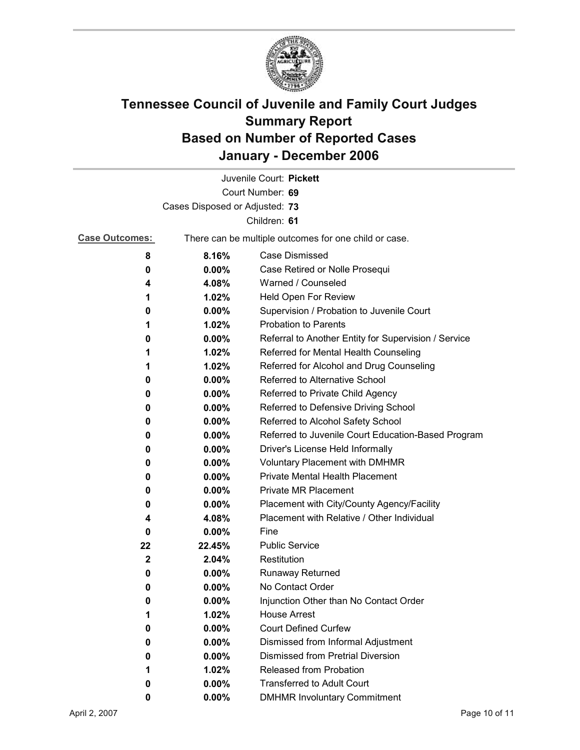# Tennessee Council of Juvenile and Family Court Judges Summary Report Based on Number of Reported Cases January - December 2006

Juvenile Court: **Pickett**

Court Number: **69**

Cases Disposed or Adjusted: **73**

Children: **61**

**Case Outcomes:** There can be multiple outcomes for one child or case.

| Count | Percent | Outcome |
|---|---|---|
| 8 | 8.16% | Case Dismissed |
| 0 | 0.00% | Case Retired or Nolle Prosequi |
| 4 | 4.08% | Warned / Counseled |
| 1 | 1.02% | Held Open For Review |
| 0 | 0.00% | Supervision / Probation to Juvenile Court |
| 1 | 1.02% | Probation to Parents |
| 0 | 0.00% | Referral to Another Entity for Supervision / Service |
| 1 | 1.02% | Referred for Mental Health Counseling |
| 1 | 1.02% | Referred for Alcohol and Drug Counseling |
| 0 | 0.00% | Referred to Alternative School |
| 0 | 0.00% | Referred to Private Child Agency |
| 0 | 0.00% | Referred to Defensive Driving School |
| 0 | 0.00% | Referred to Alcohol Safety School |
| 0 | 0.00% | Referred to Juvenile Court Education-Based Program |
| 0 | 0.00% | Driver's License Held Informally |
| 0 | 0.00% | Voluntary Placement with DMHMR |
| 0 | 0.00% | Private Mental Health Placement |
| 0 | 0.00% | Private MR Placement |
| 0 | 0.00% | Placement with City/County Agency/Facility |
| 4 | 4.08% | Placement with Relative / Other Individual |
| 0 | 0.00% | Fine |
| 22 | 22.45% | Public Service |
| 2 | 2.04% | Restitution |
| 0 | 0.00% | Runaway Returned |
| 0 | 0.00% | No Contact Order |
| 0 | 0.00% | Injunction Other than No Contact Order |
| 1 | 1.02% | House Arrest |
| 0 | 0.00% | Court Defined Curfew |
| 0 | 0.00% | Dismissed from Informal Adjustment |
| 0 | 0.00% | Dismissed from Pretrial Diversion |
| 1 | 1.02% | Released from Probation |
| 0 | 0.00% | Transferred to Adult Court |
| 0 | 0.00% | DMHMR Involuntary Commitment |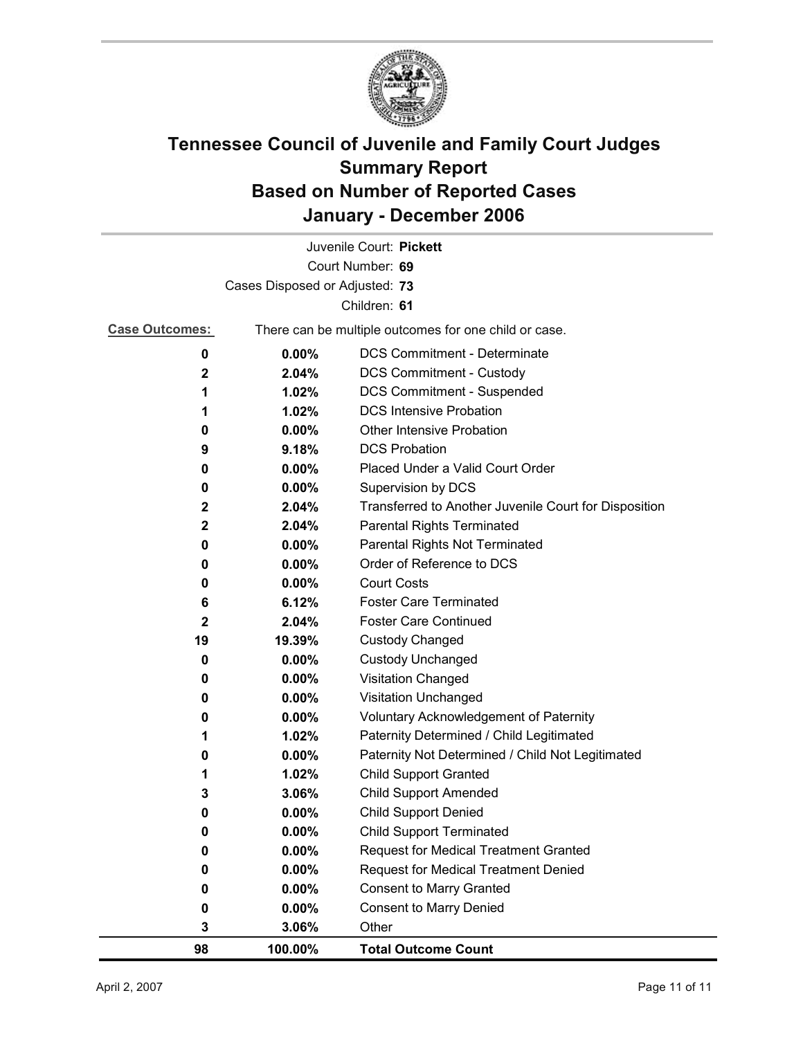# Tennessee Council of Juvenile and Family Court Judges
## Summary Report
## Based on Number of Reported Cases
## January - December 2006

Juvenile Court: **Pickett**
Court Number: **69**
Cases Disposed or Adjusted: **73**
Children: **61**

**Case Outcomes:** There can be multiple outcomes for one child or case.

| | | |
|---|---|---|
| 0 | 0.00% | DCS Commitment - Determinate |
| 2 | 2.04% | DCS Commitment - Custody |
| 1 | 1.02% | DCS Commitment - Suspended |
| 1 | 1.02% | DCS Intensive Probation |
| 0 | 0.00% | Other Intensive Probation |
| 9 | 9.18% | DCS Probation |
| 0 | 0.00% | Placed Under a Valid Court Order |
| 0 | 0.00% | Supervision by DCS |
| 2 | 2.04% | Transferred to Another Juvenile Court for Disposition |
| 2 | 2.04% | Parental Rights Terminated |
| 0 | 0.00% | Parental Rights Not Terminated |
| 0 | 0.00% | Order of Reference to DCS |
| 0 | 0.00% | Court Costs |
| 6 | 6.12% | Foster Care Terminated |
| 2 | 2.04% | Foster Care Continued |
| 19 | 19.39% | Custody Changed |
| 0 | 0.00% | Custody Unchanged |
| 0 | 0.00% | Visitation Changed |
| 0 | 0.00% | Visitation Unchanged |
| 0 | 0.00% | Voluntary Acknowledgement of Paternity |
| 1 | 1.02% | Paternity Determined / Child Legitimated |
| 0 | 0.00% | Paternity Not Determined / Child Not Legitimated |
| 1 | 1.02% | Child Support Granted |
| 3 | 3.06% | Child Support Amended |
| 0 | 0.00% | Child Support Denied |
| 0 | 0.00% | Child Support Terminated |
| 0 | 0.00% | Request for Medical Treatment Granted |
| 0 | 0.00% | Request for Medical Treatment Denied |
| 0 | 0.00% | Consent to Marry Granted |
| 0 | 0.00% | Consent to Marry Denied |
| 3 | 3.06% | Other |
| **98** | **100.00%** | **Total Outcome Count** |

April 2, 2007